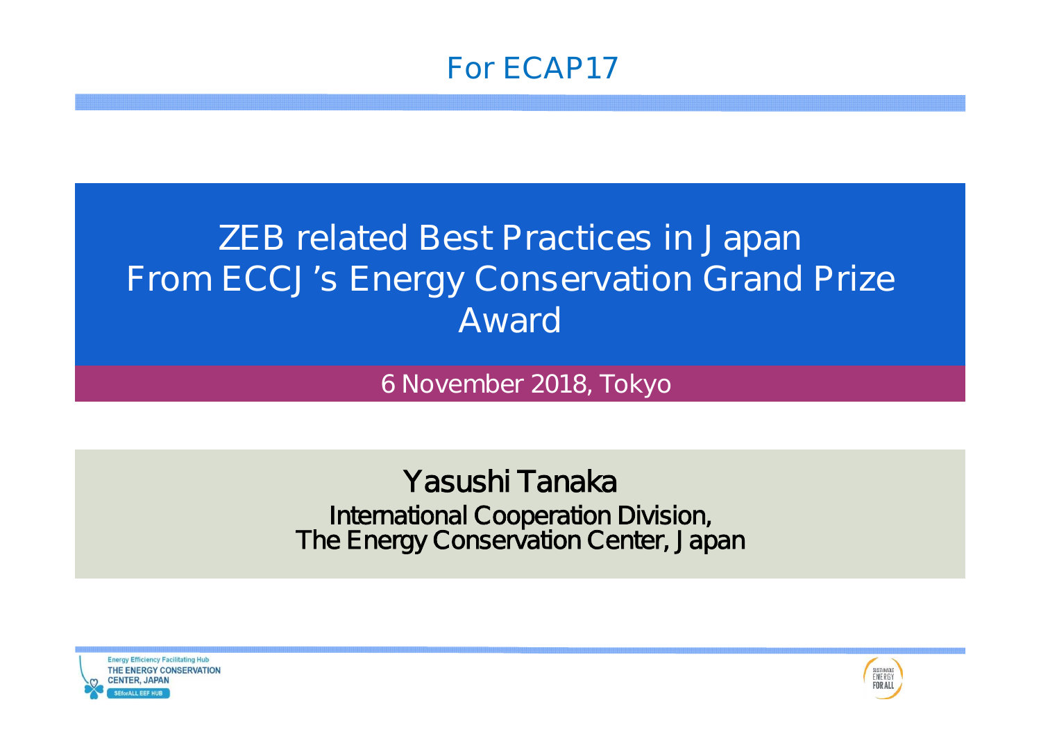For ECAP17

# ZEB related Best Practices in Japan From ECCJ's Energy Conservation Grand Prize Award

6 November 2018, Tokyo

**Yasushi Tanaka**

International Cooperation Division,
The Energy Conservation Center, Japan

Energy Efficiency Facilitating Hub
THE ENERGY CONSERVATION CENTER, JAPAN
SEforALL EEF HUB

SUSTAINABLE ENERGY FOR ALL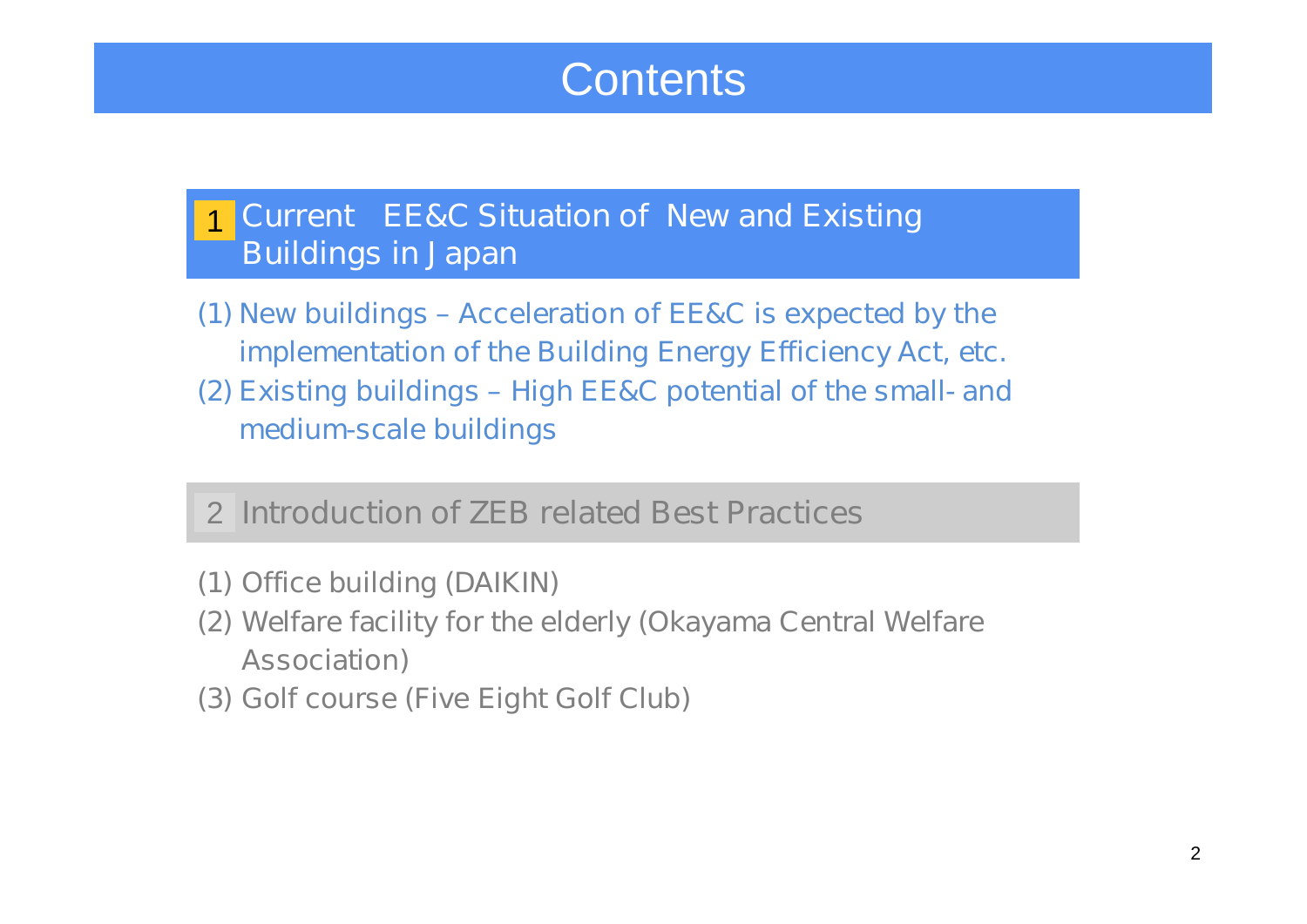# Contents

## 1 Current EE&C Situation of New and Existing Buildings in Japan

(1) New buildings – Acceleration of EE&C is expected by the implementation of the Building Energy Efficiency Act, etc.

(2) Existing buildings – High EE&C potential of the small- and medium-scale buildings

## 2 Introduction of ZEB related Best Practices

(1) Office building (DAIKIN)

(2) Welfare facility for the elderly (Okayama Central Welfare Association)

(3) Golf course (Five Eight Golf Club)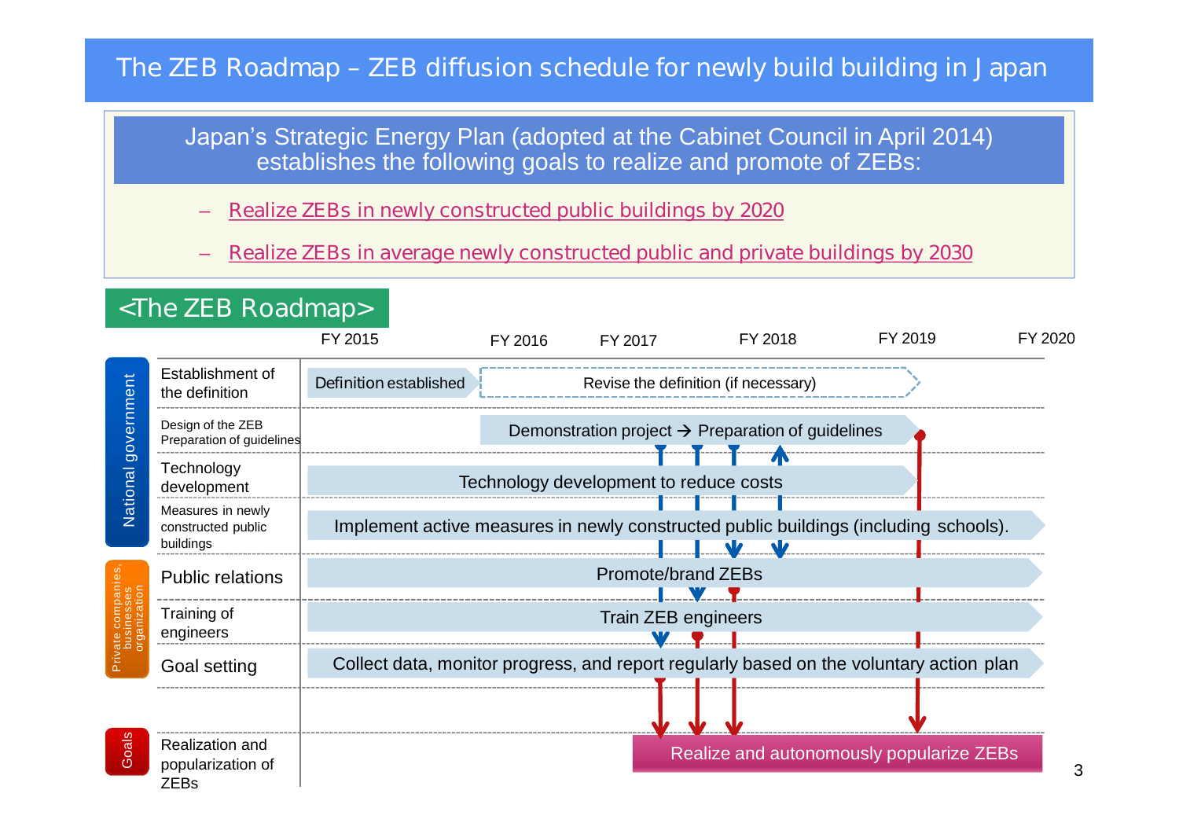# The ZEB Roadmap – ZEB diffusion schedule for newly build building in Japan

**Japan's Strategic Energy Plan (adopted at the Cabinet Council in April 2014) establishes the following goals to realize and promote of ZEBs:**

- Realize ZEBs in newly constructed public buildings by 2020
- Realize ZEBs in average newly constructed public and private buildings by 2030

## <The ZEB Roadmap>

| | | FY 2015 | FY 2016 | FY 2017 | FY 2018 | FY 2019 | FY 2020 |
|---|---|---|---|---|---|---|---|
| National government | Establishment of the definition | Definition established | Revise the definition (if necessary) | | | | |
| | Design of the ZEB Preparation of guidelines | | Demonstration project → Preparation of guidelines | | | | |
| | Technology development | Technology development to reduce costs | | | | | |
| | Measures in newly constructed public buildings | Implement active measures in newly constructed public buildings (including schools). | | | | | |
| Private companies, businesses organization | Public relations | Promote/brand ZEBs | | | | | |
| | Training of engineers | Train ZEB engineers | | | | | |
| | Goal setting | Collect data, monitor progress, and report regularly based on the voluntary action plan | | | | | |
| Goals | Realization and popularization of ZEBs | | | Realize and autonomously popularize ZEBs | | | |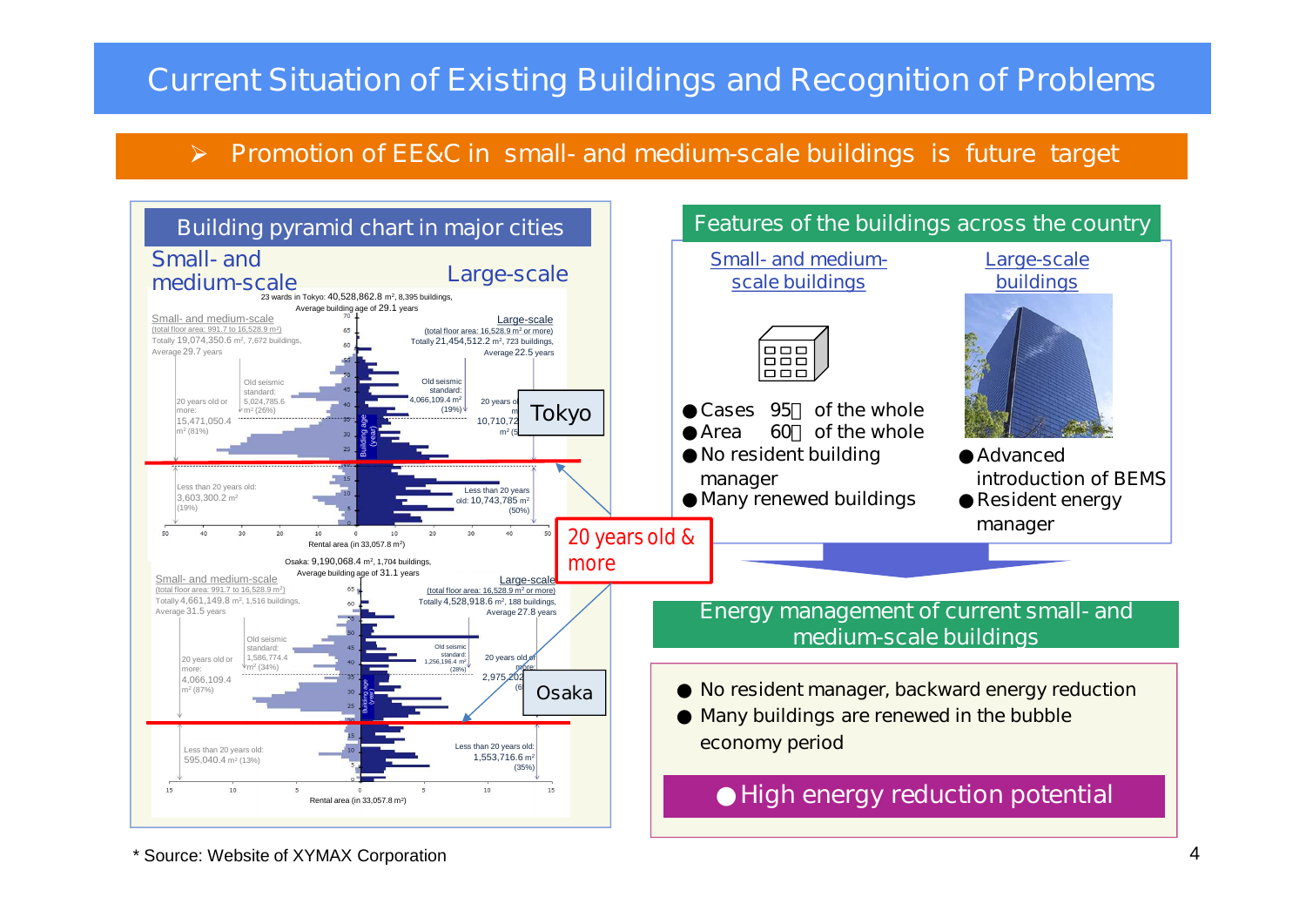# Current Situation of Existing Buildings and Recognition of Problems

## ➢ Promotion of EE&C in small- and medium-scale buildings is future target

### Building pyramid chart in major cities

Small- and medium-scale | Large-scale

**Tokyo**

23 wards in Tokyo: 40,528,862.8 m², 8,395 buildings, Average building age of 29.1 years

Small- and medium-scale (total floor area: 991.7 to 16,528.9 m²) Totally 19,074,350.6 m², 7,672 buildings, Average 29.7 years

- Old seismic standard: 5,024,785.6 m² (26%)
- 20 years old or more: 15,471,050.4 m² (81%)
- Less than 20 years old: 3,603,300.2 m² (19%)

Large-scale (total floor area: 16,528.9 m² or more) Totally 21,454,512.2 m², 723 buildings, Average 22.5 years

- Old seismic standard: 4,066,109.4 m² (19%)
- 20 years old or more: 10,710,72... m² (5...
- Less than 20 years old: 10,743,785 m² (50%)

Rental area (in 33,057.8 m²)

**Osaka**

Osaka: 9,190,068.4 m², 1,704 buildings, Average building age of 31.1 years

Small- and medium-scale (total floor area: 991.7 to 16,528.9 m²) Totally 4,661,149.8 m², 1,516 buildings, Average 31.5 years

- Old seismic standard: 1,586,774.4 m² (34%)
- 20 years old or more: 4,066,109.4 m² (87%)
- Less than 20 years old: 595,040.4 m² (13%)

Large-scale (total floor area: 16,528.9 m² or more) Totally 4,528,918.6 m², 188 buildings, Average 27.8 years

- Old seismic standard: 1,256,196.4 m² (28%)
- 20 years old or more: 2,975,202... (6...
- Less than 20 years old: 1,553,716.6 m² (35%)

Rental area (in 33,057.8 m²)

20 years old & more

### Features of the buildings across the country

**Small- and medium-scale buildings**

- Cases 95％ of the whole
- Area 60％ of the whole
- No resident building manager
- Many renewed buildings

**Large-scale buildings**

- Advanced introduction of BEMS
- Resident energy manager

### Energy management of current small- and medium-scale buildings

- No resident manager, backward energy reduction
- Many buildings are renewed in the bubble economy period

**● High energy reduction potential**

\* Source: Website of XYMAX Corporation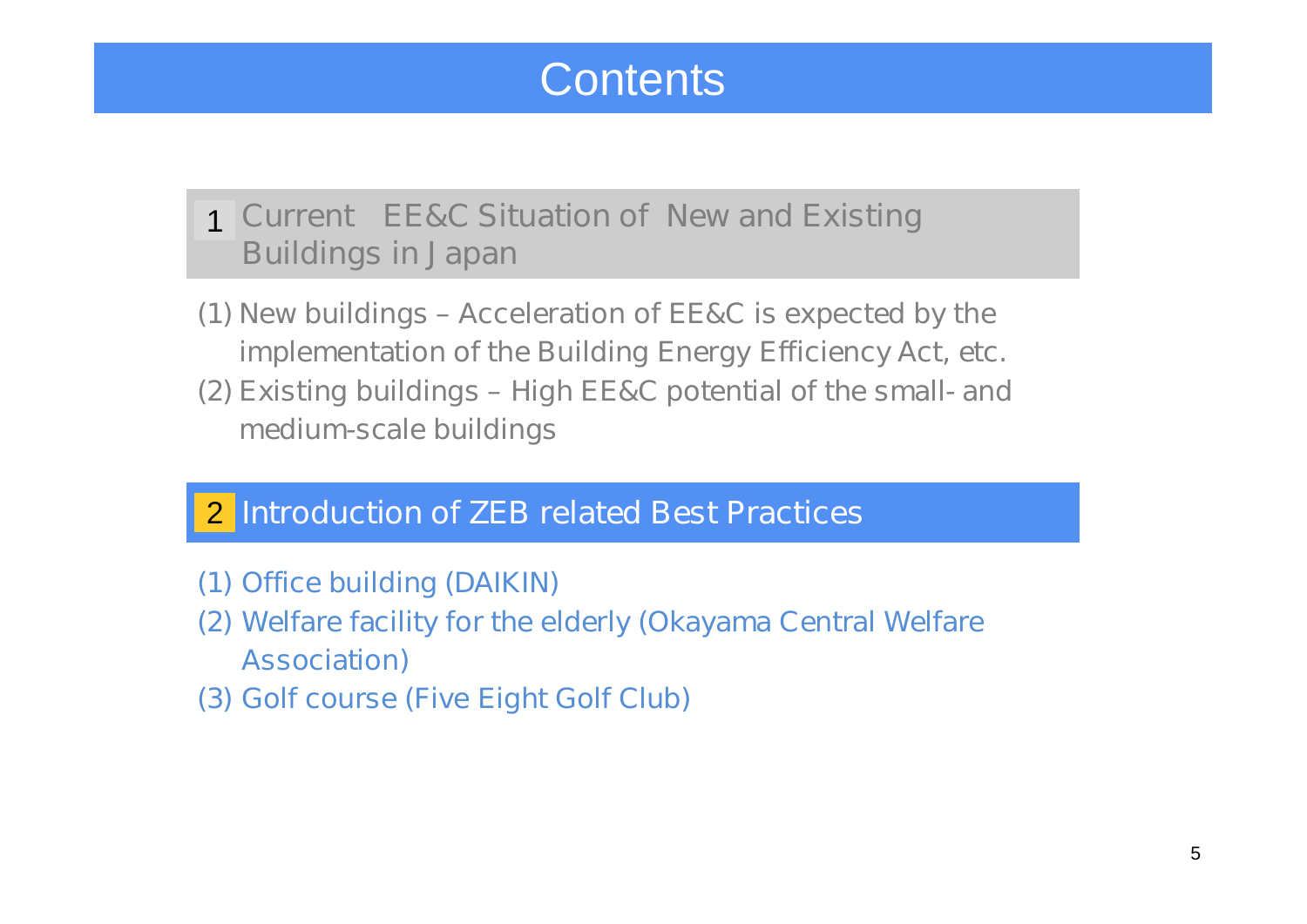# Contents

## 1 Current EE&C Situation of New and Existing Buildings in Japan

(1) New buildings – Acceleration of EE&C is expected by the implementation of the Building Energy Efficiency Act, etc.

(2) Existing buildings – High EE&C potential of the small- and medium-scale buildings

## 2 Introduction of ZEB related Best Practices

(1) Office building (DAIKIN)

(2) Welfare facility for the elderly (Okayama Central Welfare Association)

(3) Golf course (Five Eight Golf Club)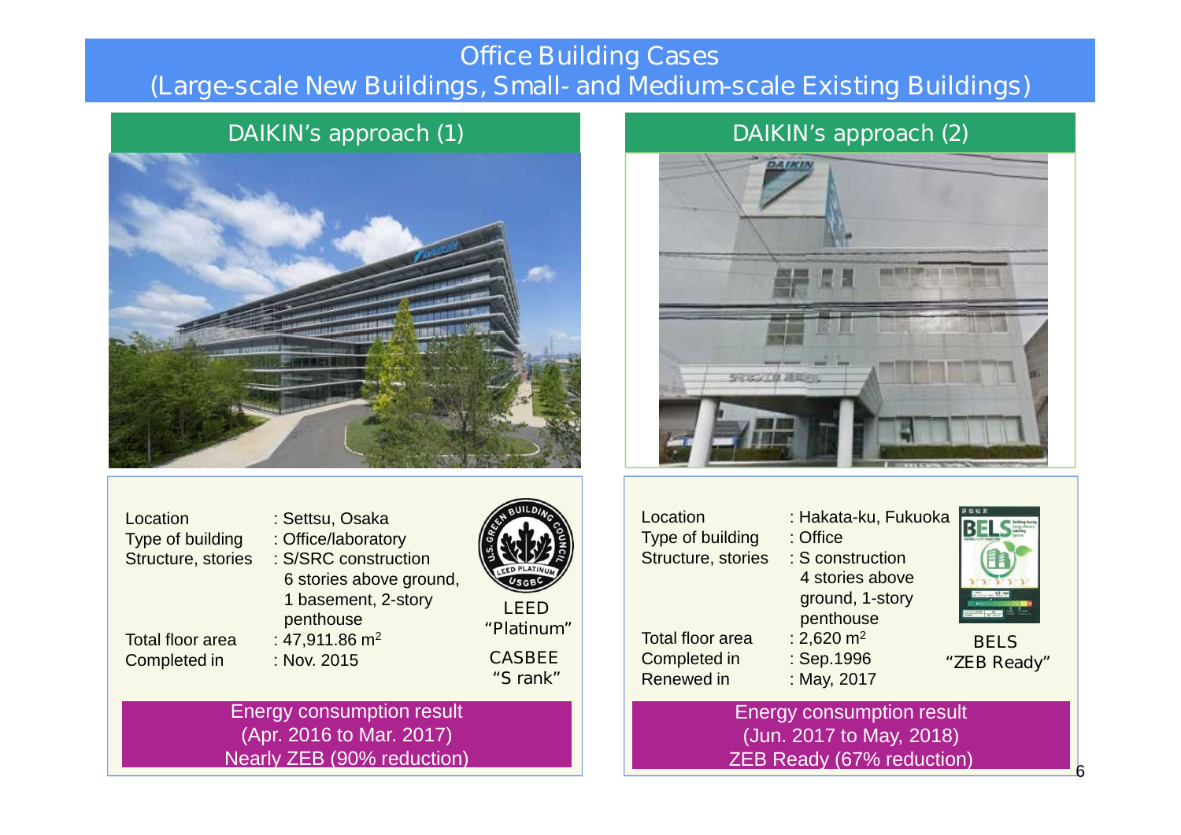# Office Building Cases (Large-scale New Buildings, Small- and Medium-scale Existing Buildings)

## DAIKIN's approach (1)

| | |
|---|---|
| Location | : Settsu, Osaka |
| Type of building | : Office/laboratory |
| Structure, stories | : S/SRC construction 6 stories above ground, 1 basement, 2-story penthouse |
| Total floor area | : 47,911.86 $m^2$ |
| Completed in | : Nov. 2015 |

LEED "Platinum"

CASBEE "S rank"

**Energy consumption result (Apr. 2016 to Mar. 2017) Nearly ZEB (90% reduction)**

## DAIKIN's approach (2)

| | |
|---|---|
| Location | : Hakata-ku, Fukuoka |
| Type of building | : Office |
| Structure, stories | : S construction 4 stories above ground, 1-story penthouse |
| Total floor area | : 2,620 $m^2$ |
| Completed in | : Sep.1996 |
| Renewed in | : May, 2017 |

BELS "ZEB Ready"

**Energy consumption result (Jun. 2017 to May, 2018) ZEB Ready (67% reduction)**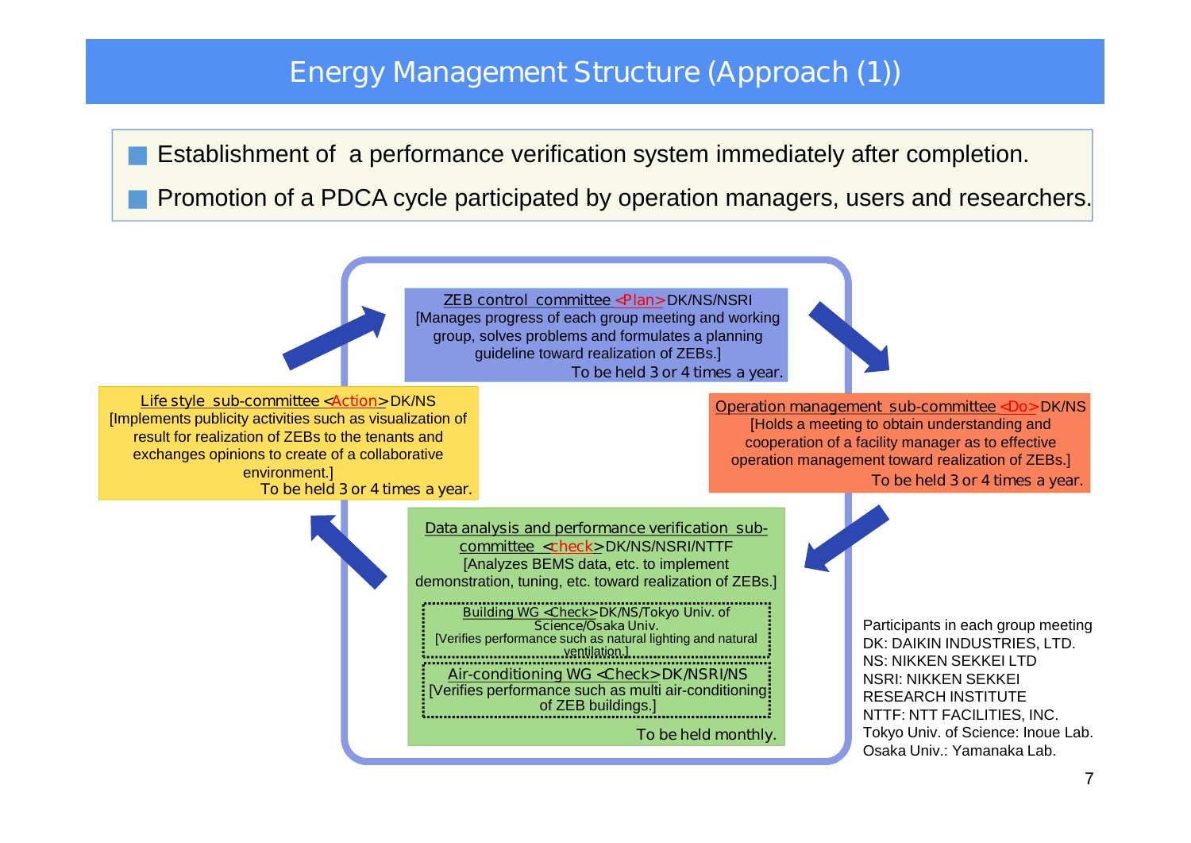# Energy Management Structure (Approach (1))

- Establishment of a performance verification system immediately after completion.
- Promotion of a PDCA cycle participated by operation managers, users and researchers.

**ZEB control committee <Plan> DK/NS/NSRI**
[Manages progress of each group meeting and working group, solves problems and formulates a planning guideline toward realization of ZEBs.]
To be held 3 or 4 times a year.

**Operation management sub-committee <Do> DK/NS**
[Holds a meeting to obtain understanding and cooperation of a facility manager as to effective operation management toward realization of ZEBs.]
To be held 3 or 4 times a year.

**Data analysis and performance verification sub-committee <check> DK/NS/NSRI/NTTF**
[Analyzes BEMS data, etc. to implement demonstration, tuning, etc. toward realization of ZEBs.]

- Building WG <Check> DK/NS/Tokyo Univ. of Science/Osaka Univ.
  [Verifies performance such as natural lighting and natural ventilation.]
- Air-conditioning WG <Check> DK/NSRI/NS
  [Verifies performance such as multi air-conditioning of ZEB buildings.]

To be held monthly.

**Life style sub-committee <Action> DK/NS**
[Implements publicity activities such as visualization of result for realization of ZEBs to the tenants and exchanges opinions to create of a collaborative environment.]
To be held 3 or 4 times a year.

Participants in each group meeting
DK: DAIKIN INDUSTRIES, LTD.
NS: NIKKEN SEKKEI LTD
NSRI: NIKKEN SEKKEI RESEARCH INSTITUTE
NTTF: NTT FACILITIES, INC.
Tokyo Univ. of Science: Inoue Lab.
Osaka Univ.: Yamanaka Lab.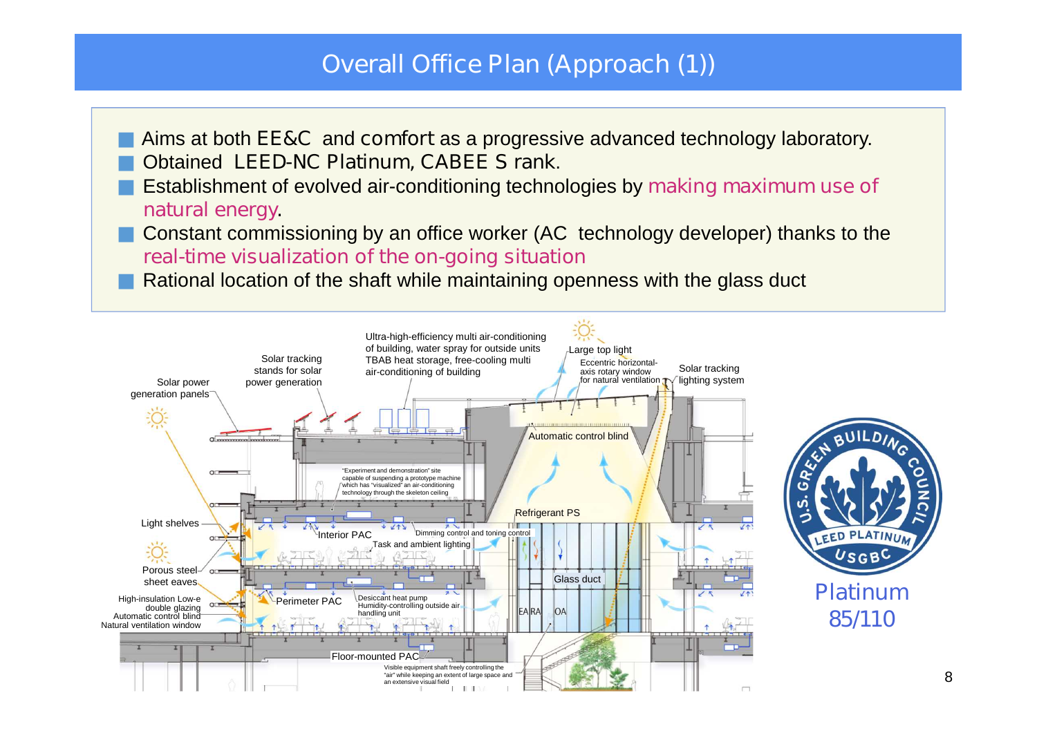# Overall Office Plan (Approach (1))

- Aims at both EE&C and comfort as a progressive advanced technology laboratory.
- Obtained LEED-NC Platinum, CABEE S rank.
- Establishment of evolved air-conditioning technologies by making maximum use of natural energy.
- Constant commissioning by an office worker (AC technology developer) thanks to the real-time visualization of the on-going situation
- Rational location of the shaft while maintaining openness with the glass duct

Solar power generation panels

Solar tracking stands for solar power generation

Ultra-high-efficiency multi air-conditioning of building, water spray for outside units TBAB heat storage, free-cooling multi air-conditioning of building

Large top light

Eccentric horizontal-axis rotary window for natural ventilation

Solar tracking lighting system

Automatic control blind

"Experiment and demonstration" site capable of suspending a prototype machine which has "visualized" an air-conditioning technology through the skeleton ceiling

Refrigerant PS

Light shelves

Interior PAC

Dimming control and toning control

Task and ambient lighting

Porous steel sheet eaves

Glass duct

High-insulation Low-e double glazing
Automatic control blind
Natural ventilation window

Perimeter PAC

Desiccant heat pump
Humidity-controlling outside air handling unit

EA RA OA

Floor-mounted PAC

Visible equipment shaft freely controlling the "air" while keeping an extent of large space and an extensive visual field

U.S. GREEN BUILDING COUNCIL
LEED PLATINUM
USGBC

Platinum
85/110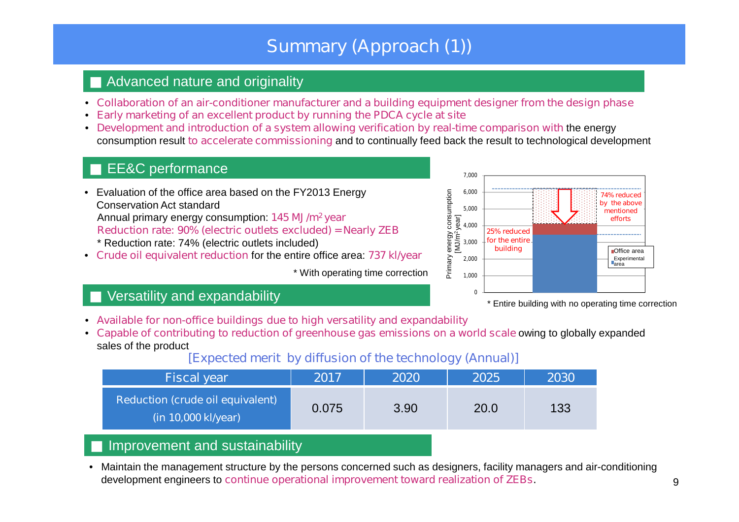# Summary (Approach (1))

## ■ Advanced nature and originality

- Collaboration of an air-conditioner manufacturer and a building equipment designer from the design phase
- Early marketing of an excellent product by running the PDCA cycle at site
- Development and introduction of a system allowing verification by real-time comparison with the energy consumption result to accelerate commissioning and to continually feed back the result to technological development

## ■ EE&C performance

- Evaluation of the office area based on the FY2013 Energy Conservation Act standard
  Annual primary energy consumption: 145 MJ /m$^2$ year
  Reduction rate: 90% (electric outlets excluded) =Nearly ZEB
  * Reduction rate: 74% (electric outlets included)
- Crude oil equivalent reduction for the entire office area: 737 kl/year

* With operating time correction

Primary energy consumption [MJ/m$^2$ year]: 0; 1,000; 2,000; 3,000; 4,000; 5,000; 6,000; 7,000

25% reduced for the entire building

74% reduced by the above mentioned efforts

Office area
Experimental area

* Entire building with no operating time correction

## ■ Versatility and expandability

- Available for non-office buildings due to high versatility and expandability
- Capable of contributing to reduction of greenhouse gas emissions on a world scale owing to globally expanded sales of the product

[Expected merit by diffusion of the technology (Annual)]

| Fiscal year | 2017 | 2020 | 2025 | 2030 |
|---|---|---|---|---|
| Reduction (crude oil equivalent) (in 10,000 kl/year) | 0.075 | 3.90 | 20.0 | 133 |

## ■ Improvement and sustainability

- Maintain the management structure by the persons concerned such as designers, facility managers and air-conditioning development engineers to continue operational improvement toward realization of ZEBs.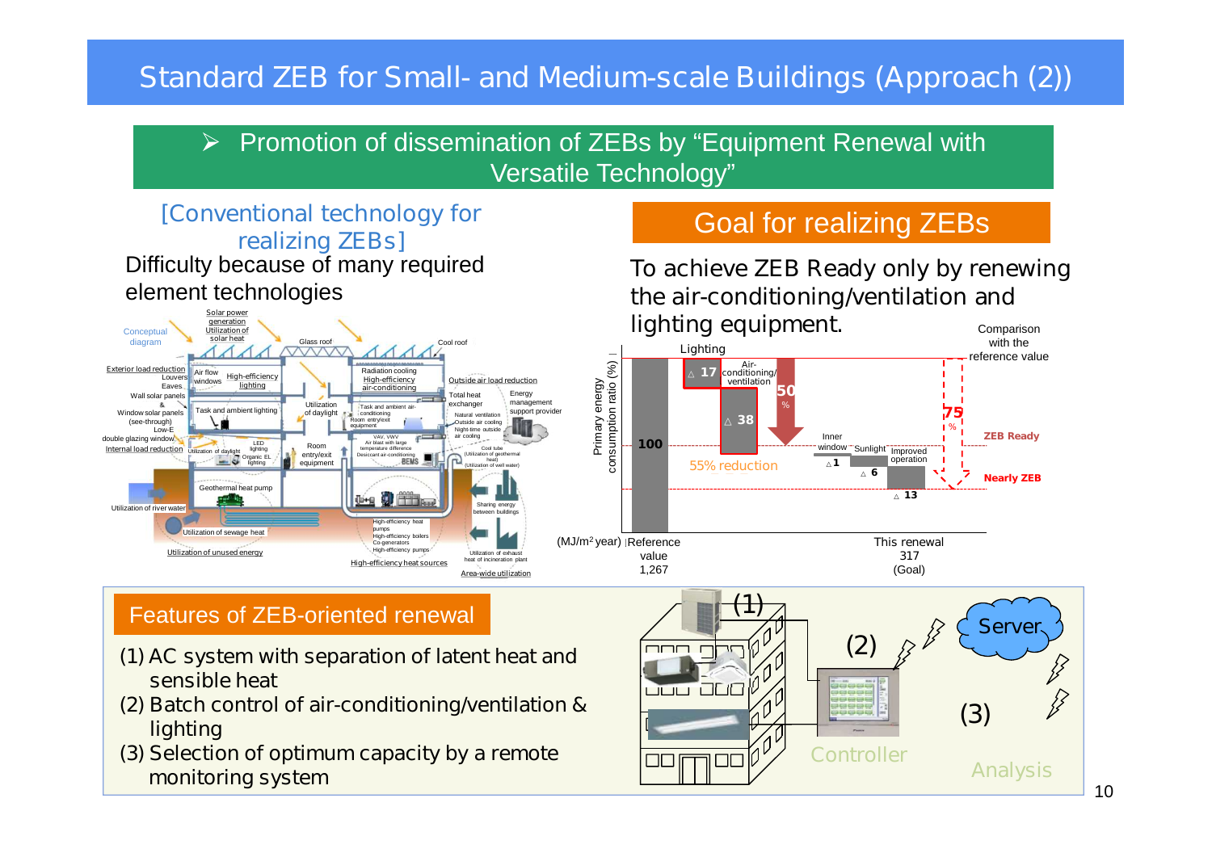# Standard ZEB for Small- and Medium-scale Buildings (Approach (2))

- Promotion of dissemination of ZEBs by "Equipment Renewal with Versatile Technology"

## [Conventional technology for realizing ZEBs]

Difficulty because of many required element technologies

Conceptual diagram

Solar power generation, Utilization of solar heat, Glass roof, Cool roof, Exterior load reduction, Louvers, Eaves, Wall solar panels & Window solar panels (see-through), Low-E double glazing window, Internal load reduction, Air flow windows, High-efficiency lighting, Task and ambient lighting, Utilization of daylight, LED lighting, Organic EL lighting, Room entry/exit equipment, Radiation cooling, High-efficiency air-conditioning, Task and ambient air-conditioning, Room entry/exit equipment, VAV, VWV, Air blast with large temperature difference, Desiccant air-conditioning, BEMS, Outside air load reduction, Total heat exchanger, Natural ventilation, Outside air cooling, Night-time outside air cooling, Cool tube (Utilization of geothermal heat), (Utilization of well water), Energy management support provider, Geothermal heat pump, Utilization of river water, Utilization of sewage heat, Utilization of unused energy, High-efficiency heat pumps, High-efficiency boilers, Co-generators, High-efficiency pumps, High-efficiency heat sources, Sharing energy between buildings, Utilization of exhaust heat of incineration plant, Area-wide utilization

## Goal for realizing ZEBs

To achieve ZEB Ready only by renewing the air-conditioning/ventilation and lighting equipment.

Primary energy consumption ratio (%) — (MJ/m²year)

- Reference value: 100 (1,267)
- Lighting: △17
- Air-conditioning/ventilation: △38
- 50% / 55% reduction
- Inner window: △1
- Sunlight: △6
- Improved operation: △13
- This renewal: 317 (Goal)
- 75% comparison with the reference value
- ZEB Ready
- Nearly ZEB

## Features of ZEB-oriented renewal

(1) AC system with separation of latent heat and sensible heat
(2) Batch control of air-conditioning/ventilation & lighting
(3) Selection of optimum capacity by a remote monitoring system

(1) (2) Controller (3) Server Analysis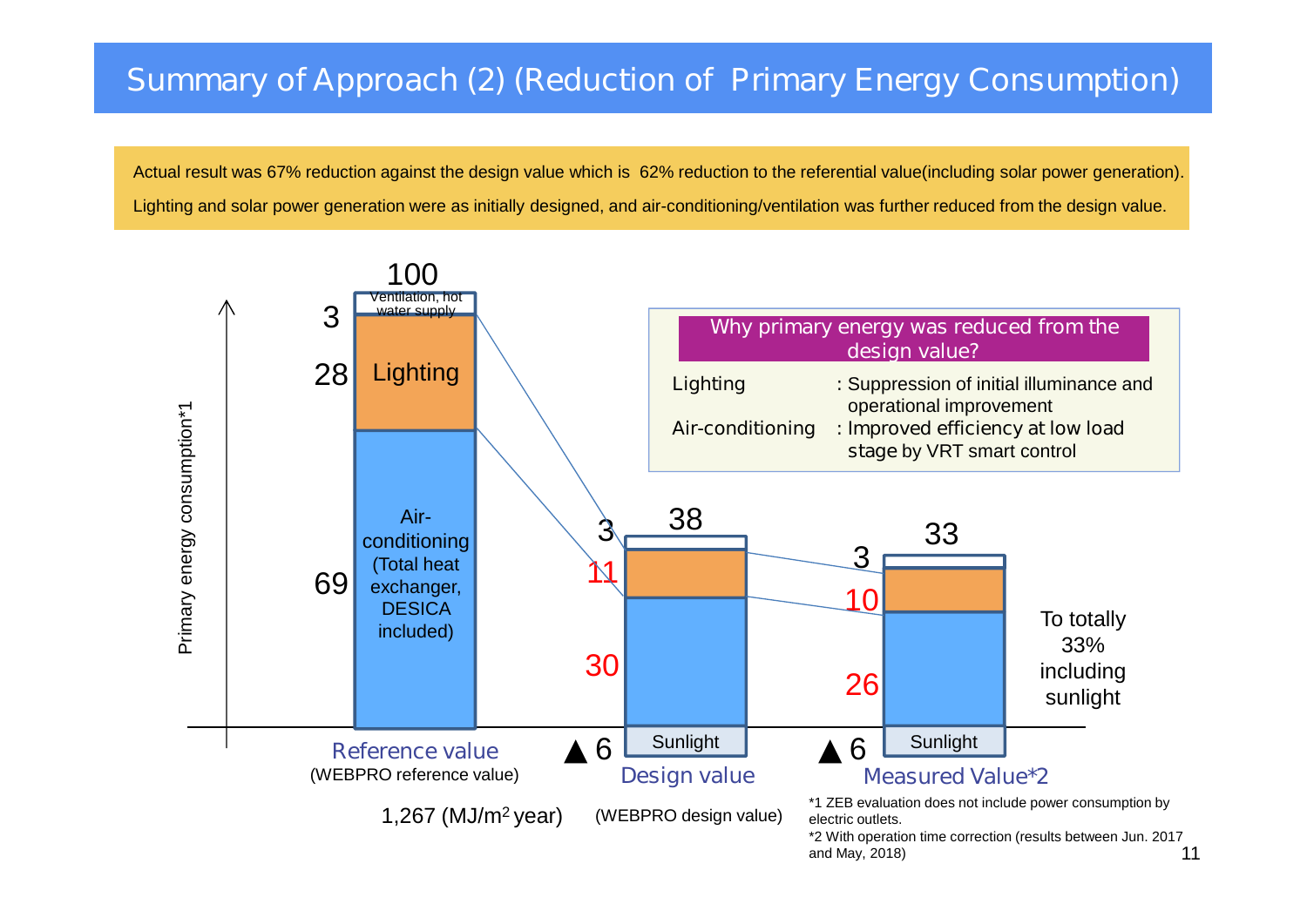# Summary of Approach (2) (Reduction of Primary Energy Consumption)

Actual result was 67% reduction against the design value which is 62% reduction to the referential value(including solar power generation).

Lighting and solar power generation were as initially designed, and air-conditioning/ventilation was further reduced from the design value.

Primary energy consumption*1

| | Reference value (WEBPRO reference value) | Design value (WEBPRO design value) | Measured Value*2 |
|---|---|---|---|
| Ventilation, hot water supply | 3 | 3 | 3 |
| Lighting | 28 | 11 | 10 |
| Air-conditioning (Total heat exchanger, DESICA included) | 69 | 30 | 26 |
| Sunlight | | ▲6 | ▲6 |
| Total | 100 | 38 | 33 |

1,267 (MJ/m² year)

To totally 33% including sunlight

**Why primary energy was reduced from the design value?**

- Lighting : Suppression of initial illuminance and operational improvement
- Air-conditioning : Improved efficiency at low load stage by VRT smart control

*1 ZEB evaluation does not include power consumption by electric outlets.

*2 With operation time correction (results between Jun. 2017 and May, 2018)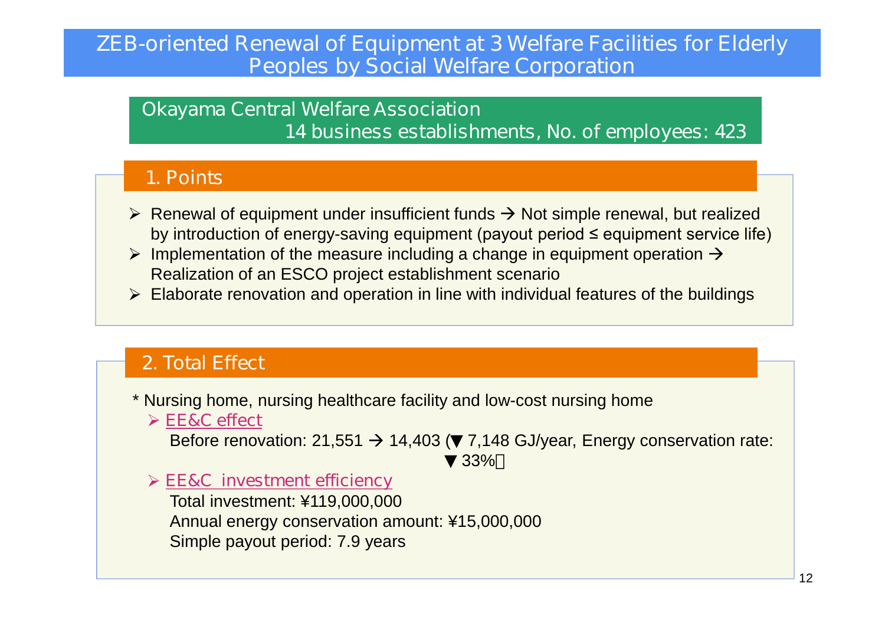# ZEB-oriented Renewal of Equipment at 3 Welfare Facilities for Elderly Peoples by Social Welfare Corporation

**Okayama Central Welfare Association**
14 business establishments, No. of employees: 423

## 1. Points

- Renewal of equipment under insufficient funds → Not simple renewal, but realized by introduction of energy-saving equipment (payout period ≤ equipment service life)
- Implementation of the measure including a change in equipment operation → Realization of an ESCO project establishment scenario
- Elaborate renovation and operation in line with individual features of the buildings

## 2. Total Effect

\* Nursing home, nursing healthcare facility and low-cost nursing home

- EE&C effect
  Before renovation: 21,551 → 14,403 (▼7,148 GJ/year, Energy conservation rate: ▼33%)
- EE&C investment efficiency
  Total investment: ¥119,000,000
  Annual energy conservation amount: ¥15,000,000
  Simple payout period: 7.9 years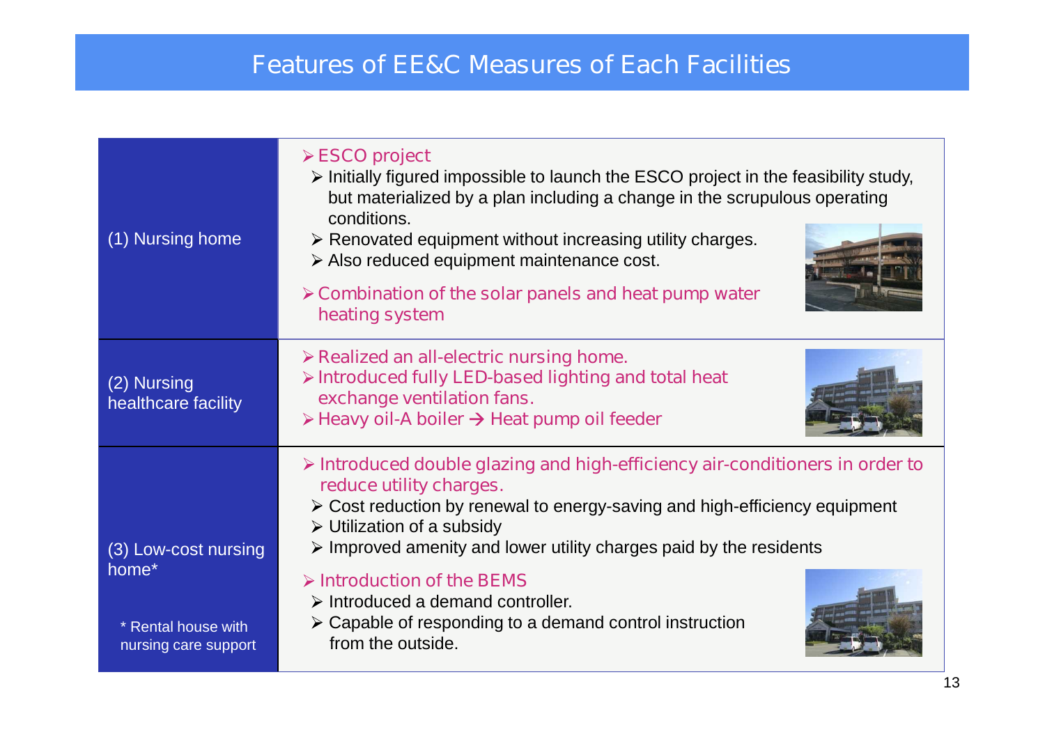# Features of EE&C Measures of Each Facilities

| Facility | Features |
|---|---|
| (1) Nursing home | ➢ ESCO project<br>➢ Initially figured impossible to launch the ESCO project in the feasibility study, but materialized by a plan including a change in the scrupulous operating conditions.<br>➢ Renovated equipment without increasing utility charges.<br>➢ Also reduced equipment maintenance cost.<br>➢ Combination of the solar panels and heat pump water heating system |
| (2) Nursing healthcare facility | ➢ Realized an all-electric nursing home.<br>➢ Introduced fully LED-based lighting and total heat exchange ventilation fans.<br>➢ Heavy oil-A boiler → Heat pump oil feeder |
| (3) Low-cost nursing home*<br><br>* Rental house with nursing care support | ➢ Introduced double glazing and high-efficiency air-conditioners in order to reduce utility charges.<br>➢ Cost reduction by renewal to energy-saving and high-efficiency equipment<br>➢ Utilization of a subsidy<br>➢ Improved amenity and lower utility charges paid by the residents<br>➢ Introduction of the BEMS<br>➢ Introduced a demand controller.<br>➢ Capable of responding to a demand control instruction from the outside. |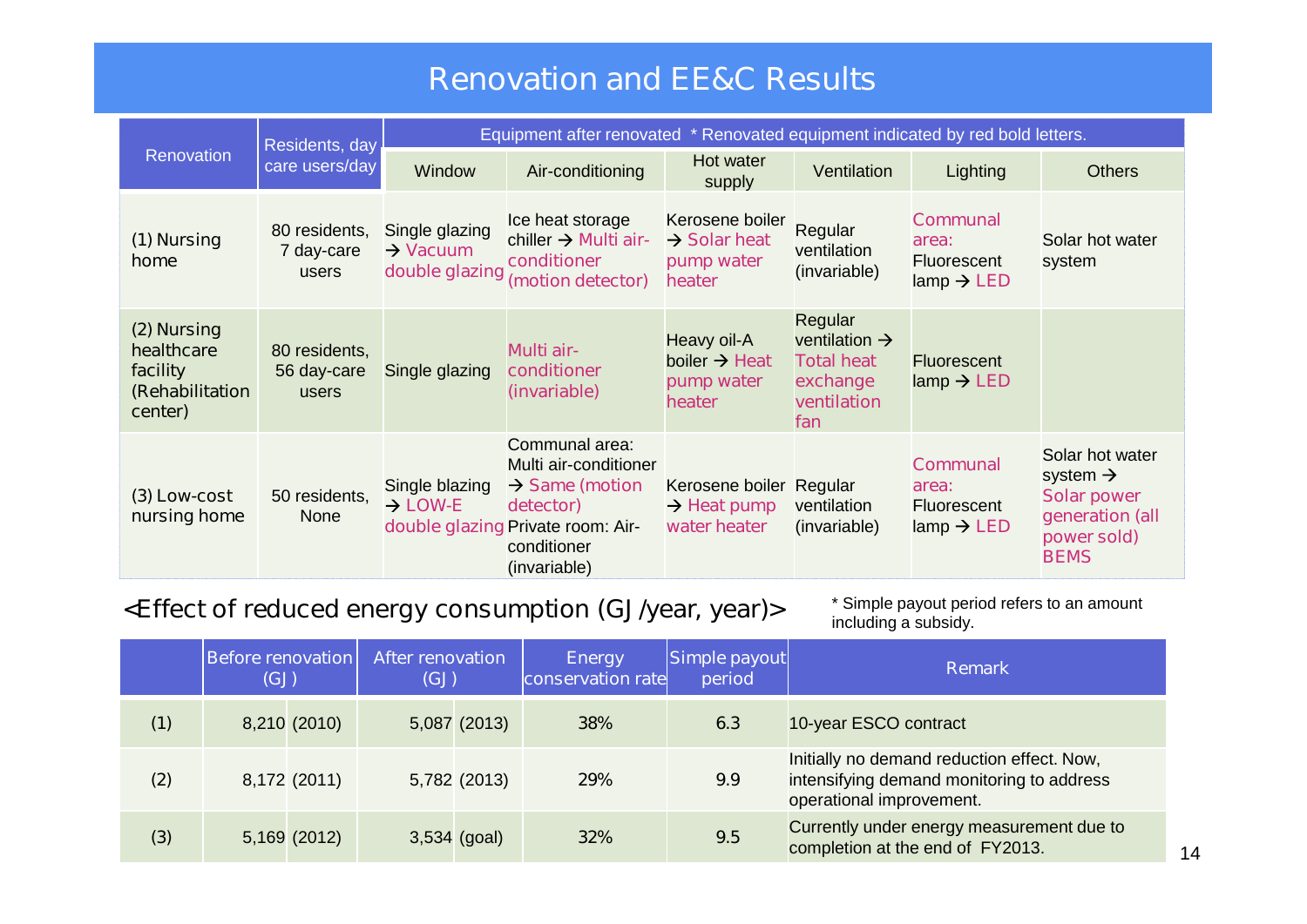# Renovation and EE&C Results

| Renovation | Residents, day care users/day | Equipment after renovated * Renovated equipment indicated by red bold letters. | | | | | |
|---|---|---|---|---|---|---|---|
| | | Window | Air-conditioning | Hot water supply | Ventilation | Lighting | Others |
| (1) Nursing home | 80 residents, 7 day-care users | Single glazing → **Vacuum double glazing** | Ice heat storage chiller → **Multi air-conditioner (motion detector)** | Kerosene boiler → **Solar heat pump water heater** | Regular ventilation (invariable) | **Communal area:** Fluorescent lamp → **LED** | Solar hot water system |
| (2) Nursing healthcare facility (Rehabilitation center) | 80 residents, 56 day-care users | Single glazing | **Multi air-conditioner (invariable)** | Heavy oil-A boiler → **Heat pump water heater** | Regular ventilation → **Total heat exchange ventilation fan** | Fluorescent lamp → **LED** | |
| (3) Low-cost nursing home | 50 residents, None | Single blazing → **LOW-E double glazing** | Communal area: Multi air-conditioner → **Same (motion detector)** Private room: Air-conditioner (invariable) | Kerosene boiler → **Heat pump water heater** | Regular ventilation (invariable) | **Communal area:** Fluorescent lamp → **LED** | Solar hot water system → **Solar power generation (all power sold) BEMS** |

## <Effect of reduced energy consumption (GJ/year, year)>

* Simple payout period refers to an amount including a subsidy.

| | Before renovation (GJ) | | After renovation (GJ) | | Energy conservation rate | Simple payout period | Remark |
|---|---|---|---|---|---|---|---|
| (1) | 8,210 | (2010) | 5,087 | (2013) | 38% | 6.3 | 10-year ESCO contract |
| (2) | 8,172 | (2011) | 5,782 | (2013) | 29% | 9.9 | Initially no demand reduction effect. Now, intensifying demand monitoring to address operational improvement. |
| (3) | 5,169 | (2012) | 3,534 | (goal) | 32% | 9.5 | Currently under energy measurement due to completion at the end of FY2013. |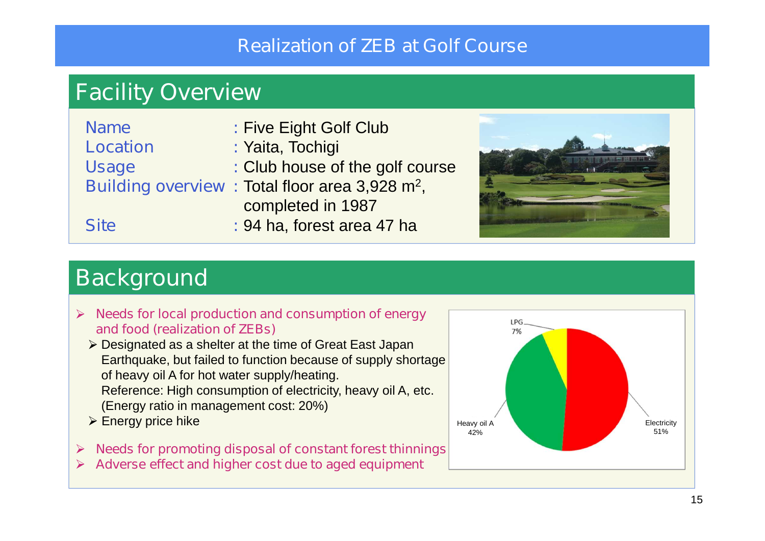# Realization of ZEB at Golf Course

## Facility Overview

- Name: Five Eight Golf Club
- Location: Yaita, Tochigi
- Usage: Club house of the golf course
- Building overview: Total floor area 3,928 $m^2$, completed in 1987
- Site: 94 ha, forest area 47 ha

## Background

- Needs for local production and consumption of energy and food (realization of ZEBs)
  - Designated as a shelter at the time of Great East Japan Earthquake, but failed to function because of supply shortage of heavy oil A for hot water supply/heating.
    Reference: High consumption of electricity, heavy oil A, etc. (Energy ratio in management cost: 20%)
  - Energy price hike
- Needs for promoting disposal of constant forest thinnings
- Adverse effect and higher cost due to aged equipment

| Energy | Share |
|---|---|
| Electricity | 51% |
| Heavy oil A | 42% |
| LPG | 7% |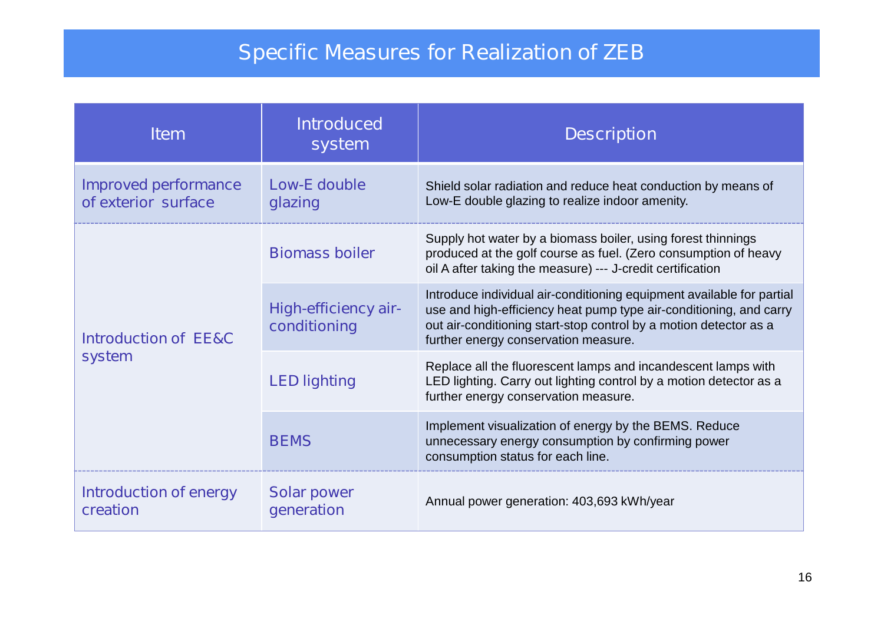# Specific Measures for Realization of ZEB

| Item | Introduced system | Description |
| --- | --- | --- |
| Improved performance of exterior surface | Low-E double glazing | Shield solar radiation and reduce heat conduction by means of Low-E double glazing to realize indoor amenity. |
| Introduction of EE&C system | Biomass boiler | Supply hot water by a biomass boiler, using forest thinnings produced at the golf course as fuel. (Zero consumption of heavy oil A after taking the measure) --- J-credit certification |
| | High-efficiency air-conditioning | Introduce individual air-conditioning equipment available for partial use and high-efficiency heat pump type air-conditioning, and carry out air-conditioning start-stop control by a motion detector as a further energy conservation measure. |
| | LED lighting | Replace all the fluorescent lamps and incandescent lamps with LED lighting. Carry out lighting control by a motion detector as a further energy conservation measure. |
| | BEMS | Implement visualization of energy by the BEMS. Reduce unnecessary energy consumption by confirming power consumption status for each line. |
| Introduction of energy creation | Solar power generation | Annual power generation: 403,693 kWh/year |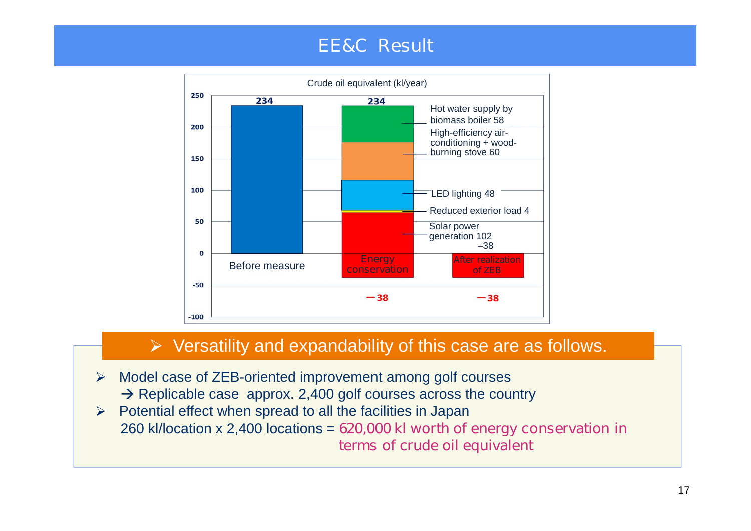# EE&C Result

Crude oil equivalent (kl/year)

| | Before measure | Energy conservation | After realization of ZEB |
|---|---|---|---|
| Total | 234 | 234 | −38 |
| Hot water supply by biomass boiler | | 58 | |
| High-efficiency air-conditioning + wood-burning stove | | 60 | |
| LED lighting | | 48 | |
| Reduced exterior load | | 4 | |
| Solar power generation | | 102 | |
| Net | 234 | −38 | −38 |

## ➢ Versatility and expandability of this case are as follows.

- ➢ Model case of ZEB-oriented improvement among golf courses
  → Replicable case approx. 2,400 golf courses across the country
- ➢ Potential effect when spread to all the facilities in Japan
  260 kl/location x 2,400 locations = 620,000 kl worth of energy conservation in terms of crude oil equivalent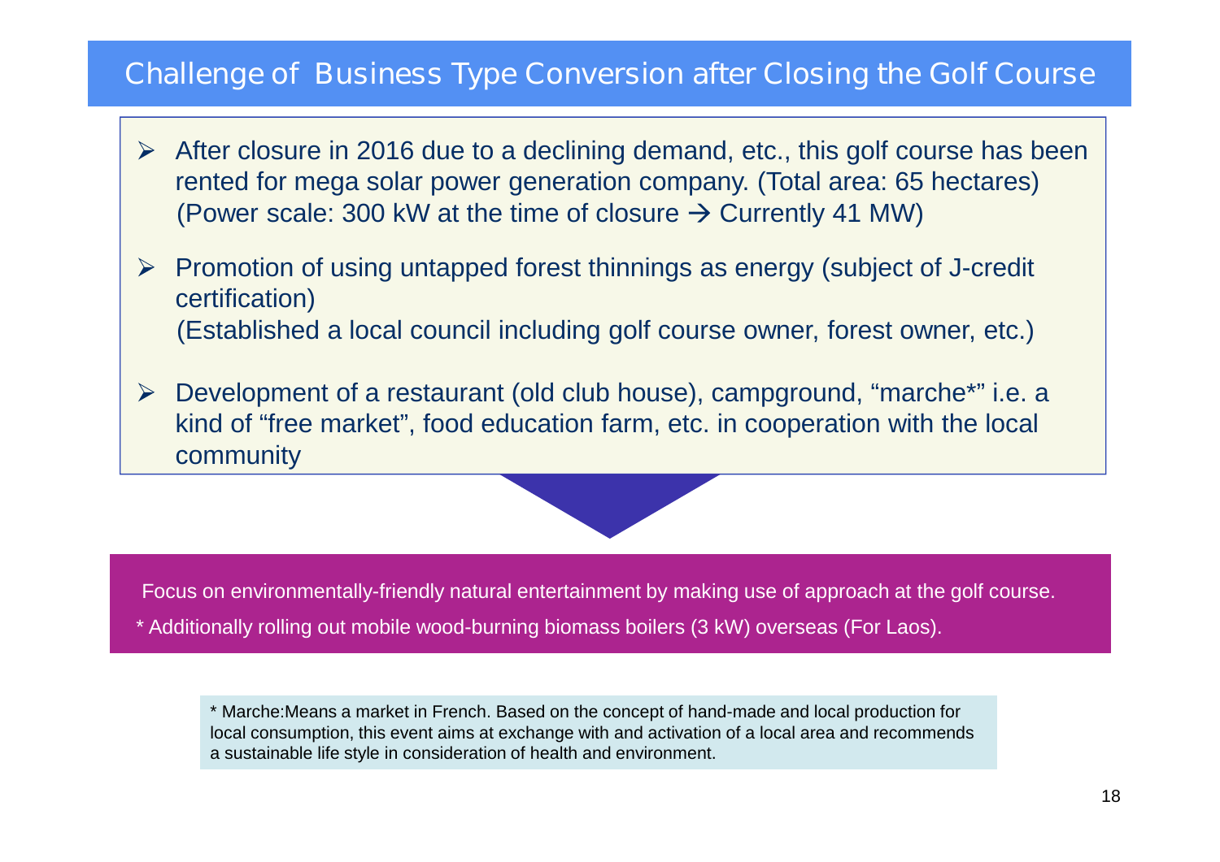# Challenge of Business Type Conversion after Closing the Golf Course

- After closure in 2016 due to a declining demand, etc., this golf course has been rented for mega solar power generation company. (Total area: 65 hectares) (Power scale: 300 kW at the time of closure → Currently 41 MW)
- Promotion of using untapped forest thinnings as energy (subject of J-credit certification)
  (Established a local council including golf course owner, forest owner, etc.)
- Development of a restaurant (old club house), campground, “marche*” i.e. a kind of “free market”, food education farm, etc. in cooperation with the local community

Focus on environmentally-friendly natural entertainment by making use of approach at the golf course.

* Additionally rolling out mobile wood-burning biomass boilers (3 kW) overseas (For Laos).

* Marche:Means a market in French. Based on the concept of hand-made and local production for local consumption, this event aims at exchange with and activation of a local area and recommends a sustainable life style in consideration of health and environment.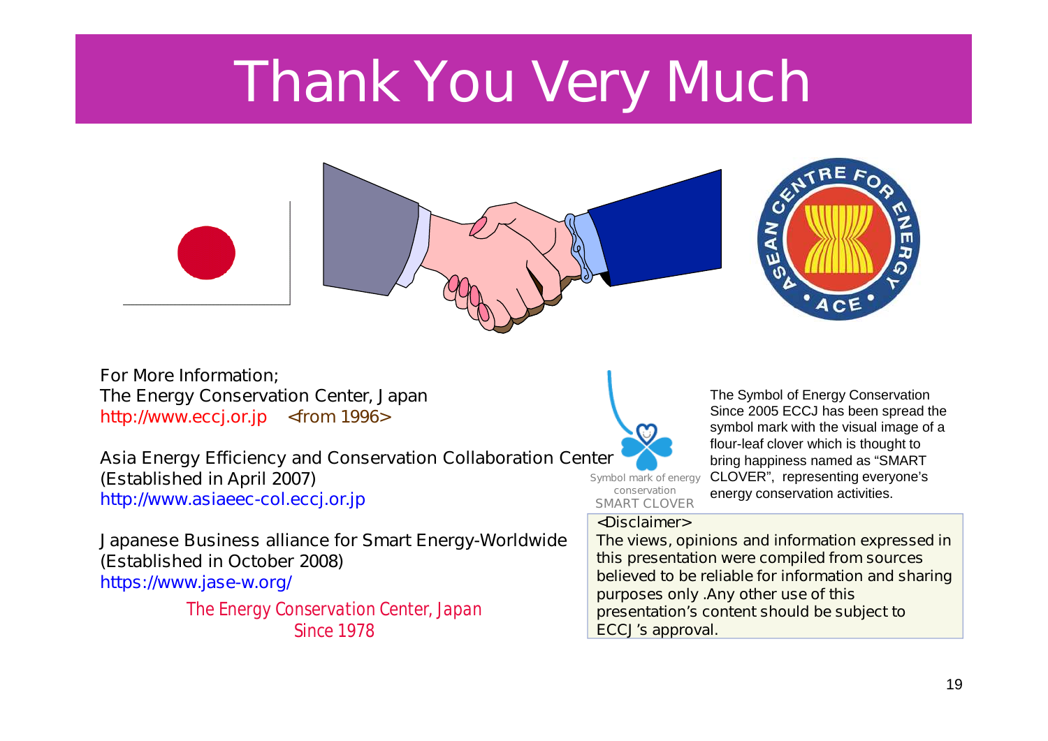# Thank You Very Much

For More Information;
The Energy Conservation Center, Japan
http://www.eccj.or.jp <from 1996>

Asia Energy Efficiency and Conservation Collaboration Center
(Established in April 2007)
http://www.asiaeec-col.eccj.or.jp

Japanese Business alliance for Smart Energy-Worldwide
(Established in October 2008)
https://www.jase-w.org/

*The Energy Conservation Center, Japan*
*Since 1978*

Symbol mark of energy conservation
SMART CLOVER

The Symbol of Energy Conservation
Since 2005 ECCJ has been spread the symbol mark with the visual image of a flour-leaf clover which is thought to bring happiness named as "SMART CLOVER", representing everyone's energy conservation activities.

<Disclaimer>
The views, opinions and information expressed in this presentation were compiled from sources believed to be reliable for information and sharing purposes only .Any other use of this presentation's content should be subject to ECCJ's approval.